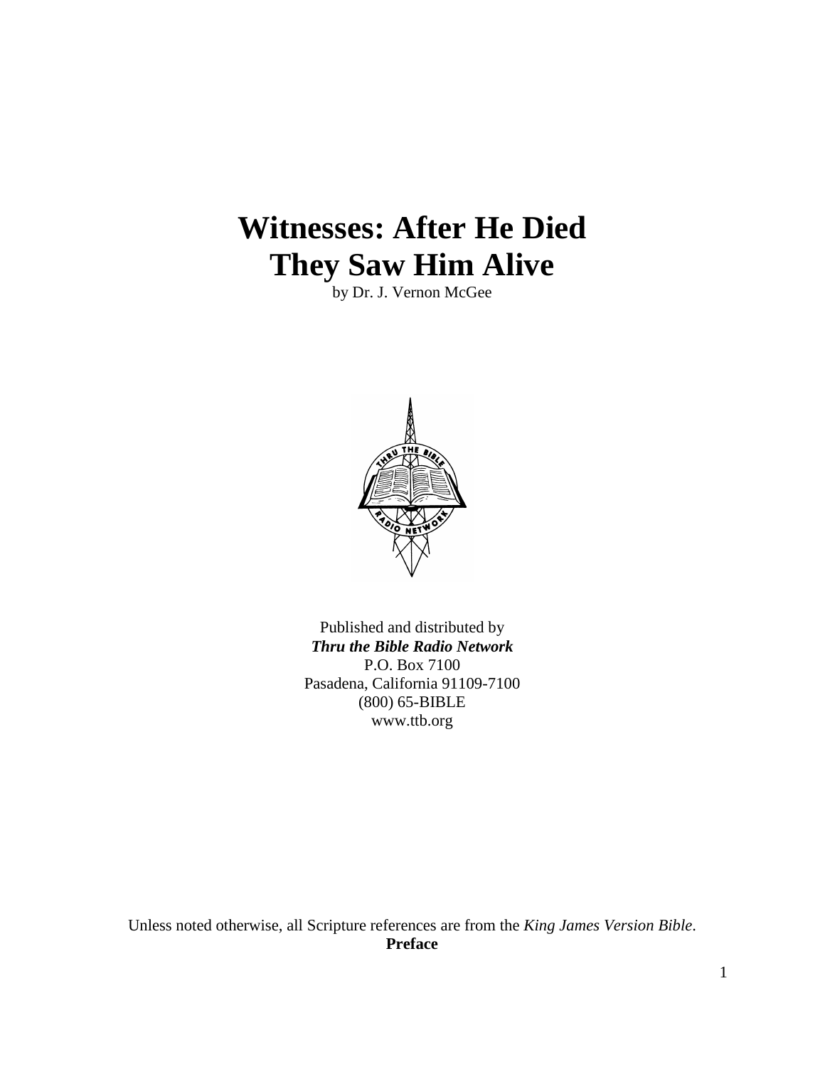# Witnesses: After He Died They Saw Him Alive

by Dr. J. Vernon McGee

Published and distributed by
***Thru the Bible Radio Network***
P.O. Box 7100
Pasadena, California 91109-7100
(800) 65-BIBLE
www.ttb.org

Unless noted otherwise, all Scripture references are from the *King James Version Bible*.

**Preface**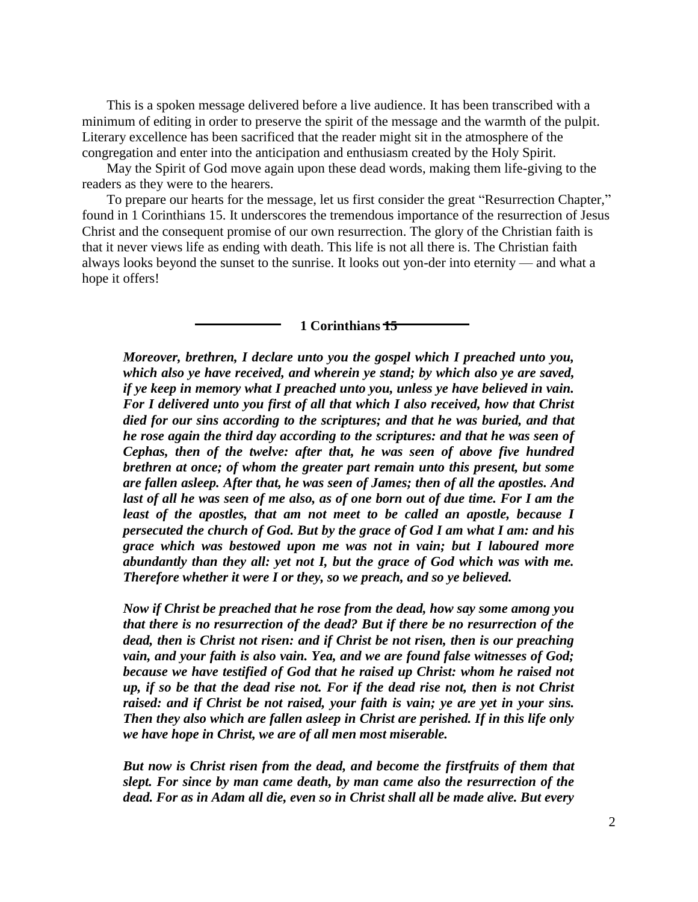This is a spoken message delivered before a live audience. It has been transcribed with a minimum of editing in order to preserve the spirit of the message and the warmth of the pulpit. Literary excellence has been sacrificed that the reader might sit in the atmosphere of the congregation and enter into the anticipation and enthusiasm created by the Holy Spirit.

May the Spirit of God move again upon these dead words, making them life-giving to the readers as they were to the hearers.

To prepare our hearts for the message, let us first consider the great "Resurrection Chapter," found in 1 Corinthians 15. It underscores the tremendous importance of the resurrection of Jesus Christ and the consequent promise of our own resurrection. The glory of the Christian faith is that it never views life as ending with death. This life is not all there is. The Christian faith always looks beyond the sunset to the sunrise. It looks out yon-der into eternity — and what a hope it offers!

### 1 Corinthians 15

***Moreover, brethren, I declare unto you the gospel which I preached unto you, which also ye have received, and wherein ye stand; by which also ye are saved, if ye keep in memory what I preached unto you, unless ye have believed in vain. For I delivered unto you first of all that which I also received, how that Christ died for our sins according to the scriptures; and that he was buried, and that he rose again the third day according to the scriptures: and that he was seen of Cephas, then of the twelve: after that, he was seen of above five hundred brethren at once; of whom the greater part remain unto this present, but some are fallen asleep. After that, he was seen of James; then of all the apostles. And last of all he was seen of me also, as of one born out of due time. For I am the least of the apostles, that am not meet to be called an apostle, because I persecuted the church of God. But by the grace of God I am what I am: and his grace which was bestowed upon me was not in vain; but I laboured more abundantly than they all: yet not I, but the grace of God which was with me. Therefore whether it were I or they, so we preach, and so ye believed.***

***Now if Christ be preached that he rose from the dead, how say some among you that there is no resurrection of the dead? But if there be no resurrection of the dead, then is Christ not risen: and if Christ be not risen, then is our preaching vain, and your faith is also vain. Yea, and we are found false witnesses of God; because we have testified of God that he raised up Christ: whom he raised not up, if so be that the dead rise not. For if the dead rise not, then is not Christ raised: and if Christ be not raised, your faith is vain; ye are yet in your sins. Then they also which are fallen asleep in Christ are perished. If in this life only we have hope in Christ, we are of all men most miserable.***

***But now is Christ risen from the dead, and become the firstfruits of them that slept. For since by man came death, by man came also the resurrection of the dead. For as in Adam all die, even so in Christ shall all be made alive. But every***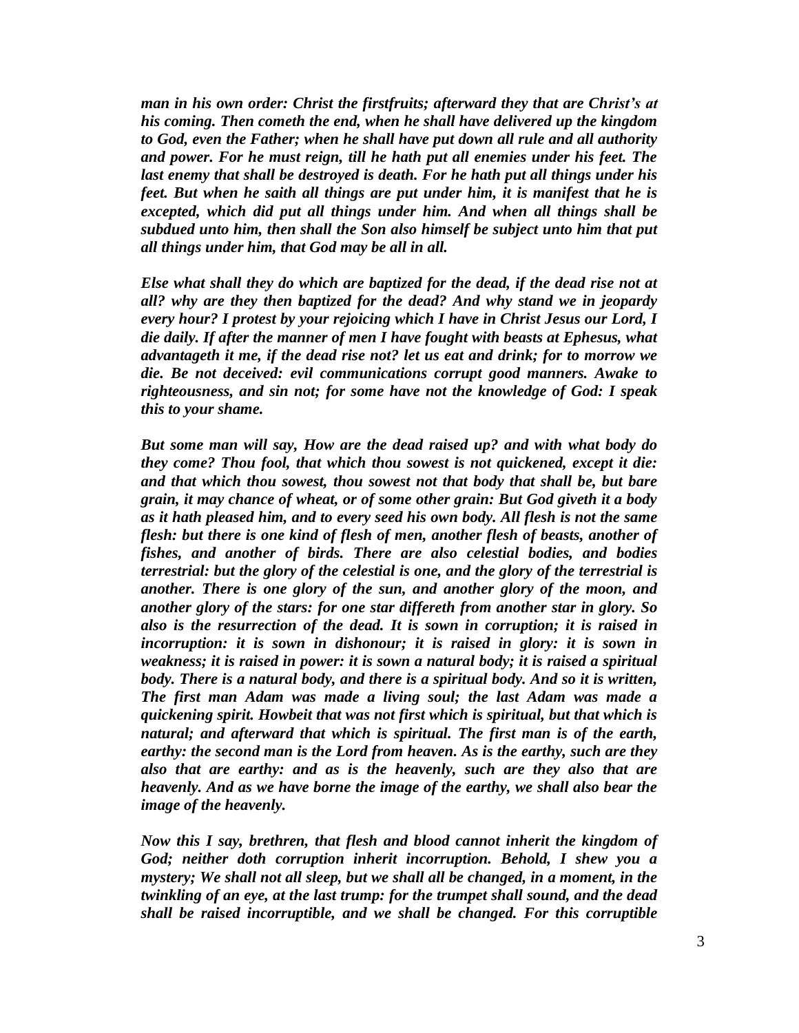***man in his own order: Christ the firstfruits; afterward they that are Christ's at his coming. Then cometh the end, when he shall have delivered up the kingdom to God, even the Father; when he shall have put down all rule and all authority and power. For he must reign, till he hath put all enemies under his feet. The last enemy that shall be destroyed is death. For he hath put all things under his feet. But when he saith all things are put under him, it is manifest that he is excepted, which did put all things under him. And when all things shall be subdued unto him, then shall the Son also himself be subject unto him that put all things under him, that God may be all in all.***

***Else what shall they do which are baptized for the dead, if the dead rise not at all? why are they then baptized for the dead? And why stand we in jeopardy every hour? I protest by your rejoicing which I have in Christ Jesus our Lord, I die daily. If after the manner of men I have fought with beasts at Ephesus, what advantageth it me, if the dead rise not? let us eat and drink; for to morrow we die. Be not deceived: evil communications corrupt good manners. Awake to righteousness, and sin not; for some have not the knowledge of God: I speak this to your shame.***

***But some man will say, How are the dead raised up? and with what body do they come? Thou fool, that which thou sowest is not quickened, except it die: and that which thou sowest, thou sowest not that body that shall be, but bare grain, it may chance of wheat, or of some other grain: But God giveth it a body as it hath pleased him, and to every seed his own body. All flesh is not the same flesh: but there is one kind of flesh of men, another flesh of beasts, another of fishes, and another of birds. There are also celestial bodies, and bodies terrestrial: but the glory of the celestial is one, and the glory of the terrestrial is another. There is one glory of the sun, and another glory of the moon, and another glory of the stars: for one star differeth from another star in glory. So also is the resurrection of the dead. It is sown in corruption; it is raised in incorruption: it is sown in dishonour; it is raised in glory: it is sown in weakness; it is raised in power: it is sown a natural body; it is raised a spiritual body. There is a natural body, and there is a spiritual body. And so it is written, The first man Adam was made a living soul; the last Adam was made a quickening spirit. Howbeit that was not first which is spiritual, but that which is natural; and afterward that which is spiritual. The first man is of the earth, earthy: the second man is the Lord from heaven. As is the earthy, such are they also that are earthy: and as is the heavenly, such are they also that are heavenly. And as we have borne the image of the earthy, we shall also bear the image of the heavenly.***

***Now this I say, brethren, that flesh and blood cannot inherit the kingdom of God; neither doth corruption inherit incorruption. Behold, I shew you a mystery; We shall not all sleep, but we shall all be changed, in a moment, in the twinkling of an eye, at the last trump: for the trumpet shall sound, and the dead shall be raised incorruptible, and we shall be changed. For this corruptible***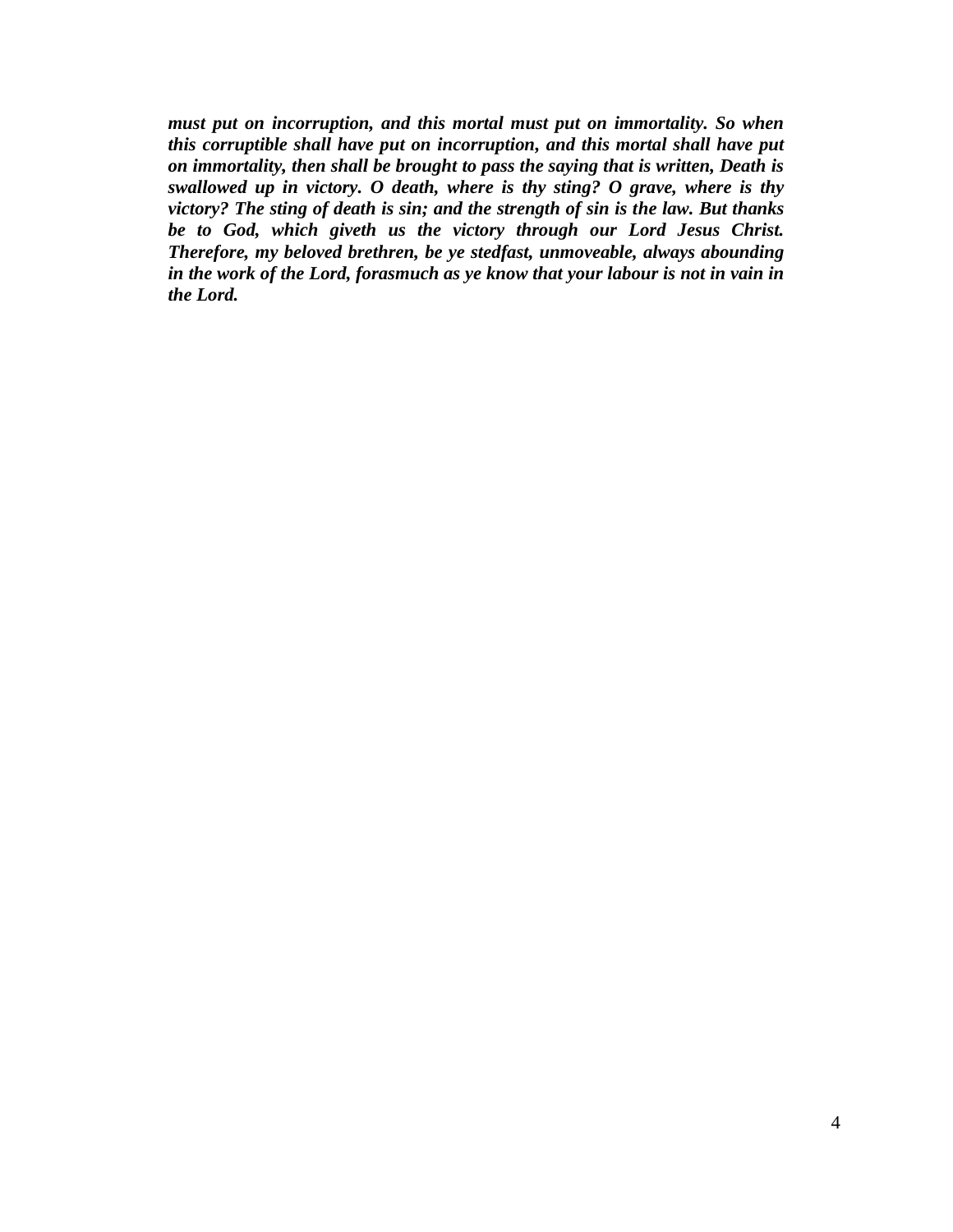***must put on incorruption, and this mortal must put on immortality. So when this corruptible shall have put on incorruption, and this mortal shall have put on immortality, then shall be brought to pass the saying that is written, Death is swallowed up in victory. O death, where is thy sting? O grave, where is thy victory? The sting of death is sin; and the strength of sin is the law. But thanks be to God, which giveth us the victory through our Lord Jesus Christ. Therefore, my beloved brethren, be ye stedfast, unmoveable, always abounding in the work of the Lord, forasmuch as ye know that your labour is not in vain in the Lord.***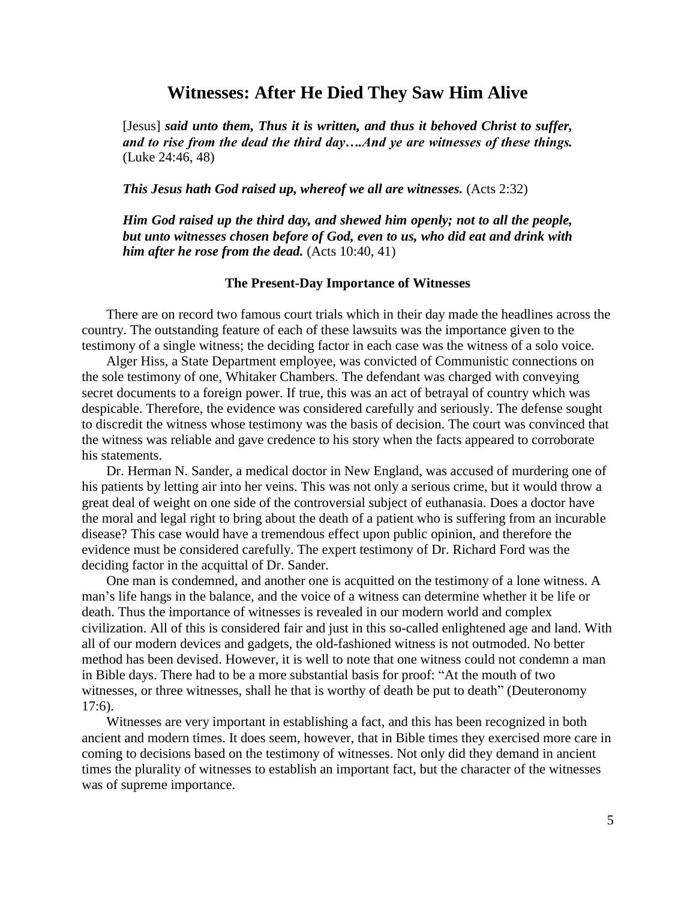## Witnesses: After He Died They Saw Him Alive

> [Jesus] ***said unto them, Thus it is written, and thus it behoved Christ to suffer, and to rise from the dead the third day….And ye are witnesses of these things.*** (Luke 24:46, 48)

> ***This Jesus hath God raised up, whereof we all are witnesses.*** (Acts 2:32)

> ***Him God raised up the third day, and shewed him openly; not to all the people, but unto witnesses chosen before of God, even to us, who did eat and drink with him after he rose from the dead.*** (Acts 10:40, 41)

### The Present-Day Importance of Witnesses

There are on record two famous court trials which in their day made the headlines across the country. The outstanding feature of each of these lawsuits was the importance given to the testimony of a single witness; the deciding factor in each case was the witness of a solo voice.

Alger Hiss, a State Department employee, was convicted of Communistic connections on the sole testimony of one, Whitaker Chambers. The defendant was charged with conveying secret documents to a foreign power. If true, this was an act of betrayal of country which was despicable. Therefore, the evidence was considered carefully and seriously. The defense sought to discredit the witness whose testimony was the basis of decision. The court was convinced that the witness was reliable and gave credence to his story when the facts appeared to corroborate his statements.

Dr. Herman N. Sander, a medical doctor in New England, was accused of murdering one of his patients by letting air into her veins. This was not only a serious crime, but it would throw a great deal of weight on one side of the controversial subject of euthanasia. Does a doctor have the moral and legal right to bring about the death of a patient who is suffering from an incurable disease? This case would have a tremendous effect upon public opinion, and therefore the evidence must be considered carefully. The expert testimony of Dr. Richard Ford was the deciding factor in the acquittal of Dr. Sander.

One man is condemned, and another one is acquitted on the testimony of a lone witness. A man's life hangs in the balance, and the voice of a witness can determine whether it be life or death. Thus the importance of witnesses is revealed in our modern world and complex civilization. All of this is considered fair and just in this so-called enlightened age and land. With all of our modern devices and gadgets, the old-fashioned witness is not outmoded. No better method has been devised. However, it is well to note that one witness could not condemn a man in Bible days. There had to be a more substantial basis for proof: "At the mouth of two witnesses, or three witnesses, shall he that is worthy of death be put to death" (Deuteronomy 17:6).

Witnesses are very important in establishing a fact, and this has been recognized in both ancient and modern times. It does seem, however, that in Bible times they exercised more care in coming to decisions based on the testimony of witnesses. Not only did they demand in ancient times the plurality of witnesses to establish an important fact, but the character of the witnesses was of supreme importance.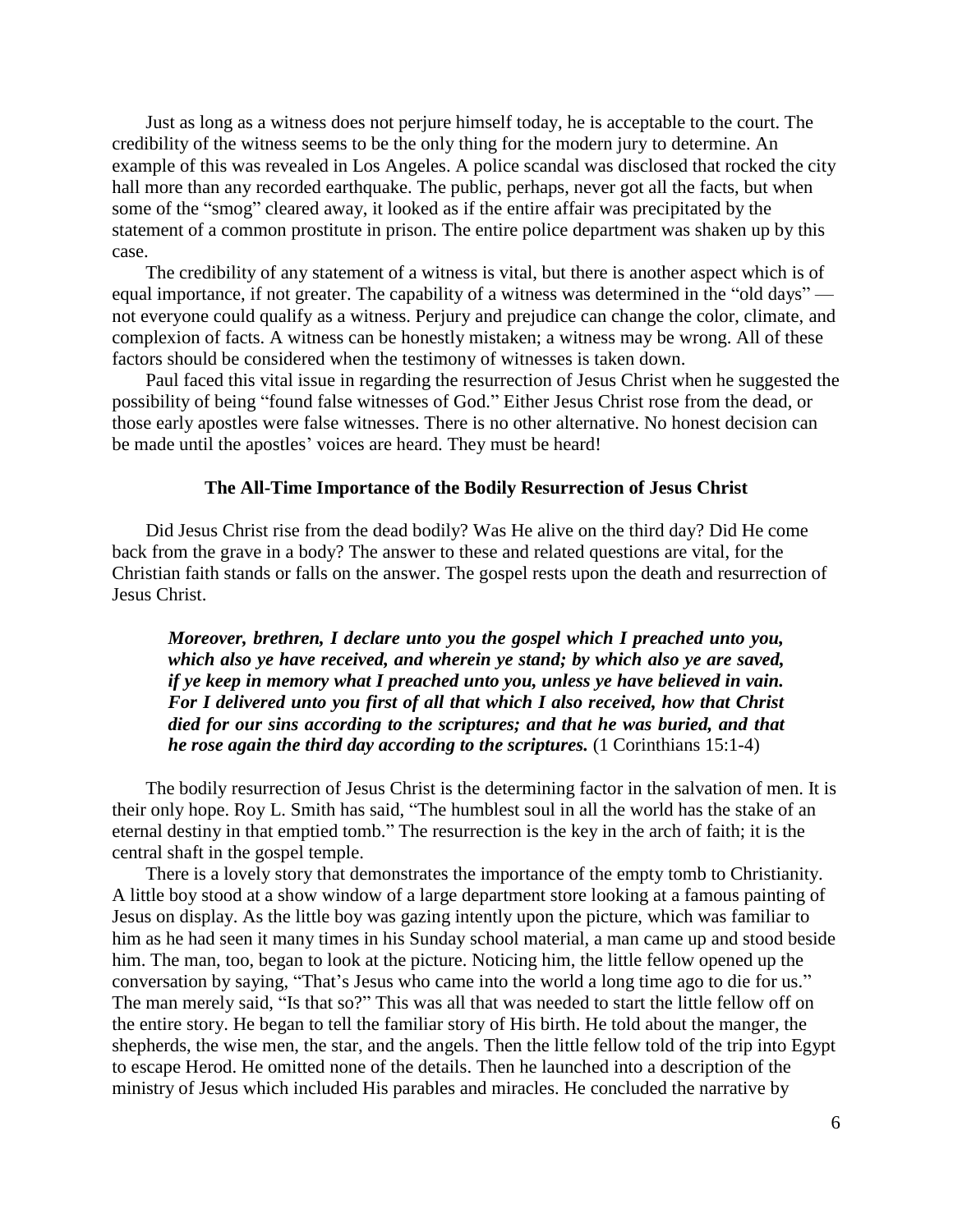Just as long as a witness does not perjure himself today, he is acceptable to the court. The credibility of the witness seems to be the only thing for the modern jury to determine. An example of this was revealed in Los Angeles. A police scandal was disclosed that rocked the city hall more than any recorded earthquake. The public, perhaps, never got all the facts, but when some of the "smog" cleared away, it looked as if the entire affair was precipitated by the statement of a common prostitute in prison. The entire police department was shaken up by this case.

The credibility of any statement of a witness is vital, but there is another aspect which is of equal importance, if not greater. The capability of a witness was determined in the "old days" — not everyone could qualify as a witness. Perjury and prejudice can change the color, climate, and complexion of facts. A witness can be honestly mistaken; a witness may be wrong. All of these factors should be considered when the testimony of witnesses is taken down.

Paul faced this vital issue in regarding the resurrection of Jesus Christ when he suggested the possibility of being "found false witnesses of God." Either Jesus Christ rose from the dead, or those early apostles were false witnesses. There is no other alternative. No honest decision can be made until the apostles' voices are heard. They must be heard!

## The All-Time Importance of the Bodily Resurrection of Jesus Christ

Did Jesus Christ rise from the dead bodily? Was He alive on the third day? Did He come back from the grave in a body? The answer to these and related questions are vital, for the Christian faith stands or falls on the answer. The gospel rests upon the death and resurrection of Jesus Christ.

> ***Moreover, brethren, I declare unto you the gospel which I preached unto you, which also ye have received, and wherein ye stand; by which also ye are saved, if ye keep in memory what I preached unto you, unless ye have believed in vain. For I delivered unto you first of all that which I also received, how that Christ died for our sins according to the scriptures; and that he was buried, and that he rose again the third day according to the scriptures.*** (1 Corinthians 15:1-4)

The bodily resurrection of Jesus Christ is the determining factor in the salvation of men. It is their only hope. Roy L. Smith has said, "The humblest soul in all the world has the stake of an eternal destiny in that emptied tomb." The resurrection is the key in the arch of faith; it is the central shaft in the gospel temple.

There is a lovely story that demonstrates the importance of the empty tomb to Christianity. A little boy stood at a show window of a large department store looking at a famous painting of Jesus on display. As the little boy was gazing intently upon the picture, which was familiar to him as he had seen it many times in his Sunday school material, a man came up and stood beside him. The man, too, began to look at the picture. Noticing him, the little fellow opened up the conversation by saying, "That's Jesus who came into the world a long time ago to die for us." The man merely said, "Is that so?" This was all that was needed to start the little fellow off on the entire story. He began to tell the familiar story of His birth. He told about the manger, the shepherds, the wise men, the star, and the angels. Then the little fellow told of the trip into Egypt to escape Herod. He omitted none of the details. Then he launched into a description of the ministry of Jesus which included His parables and miracles. He concluded the narrative by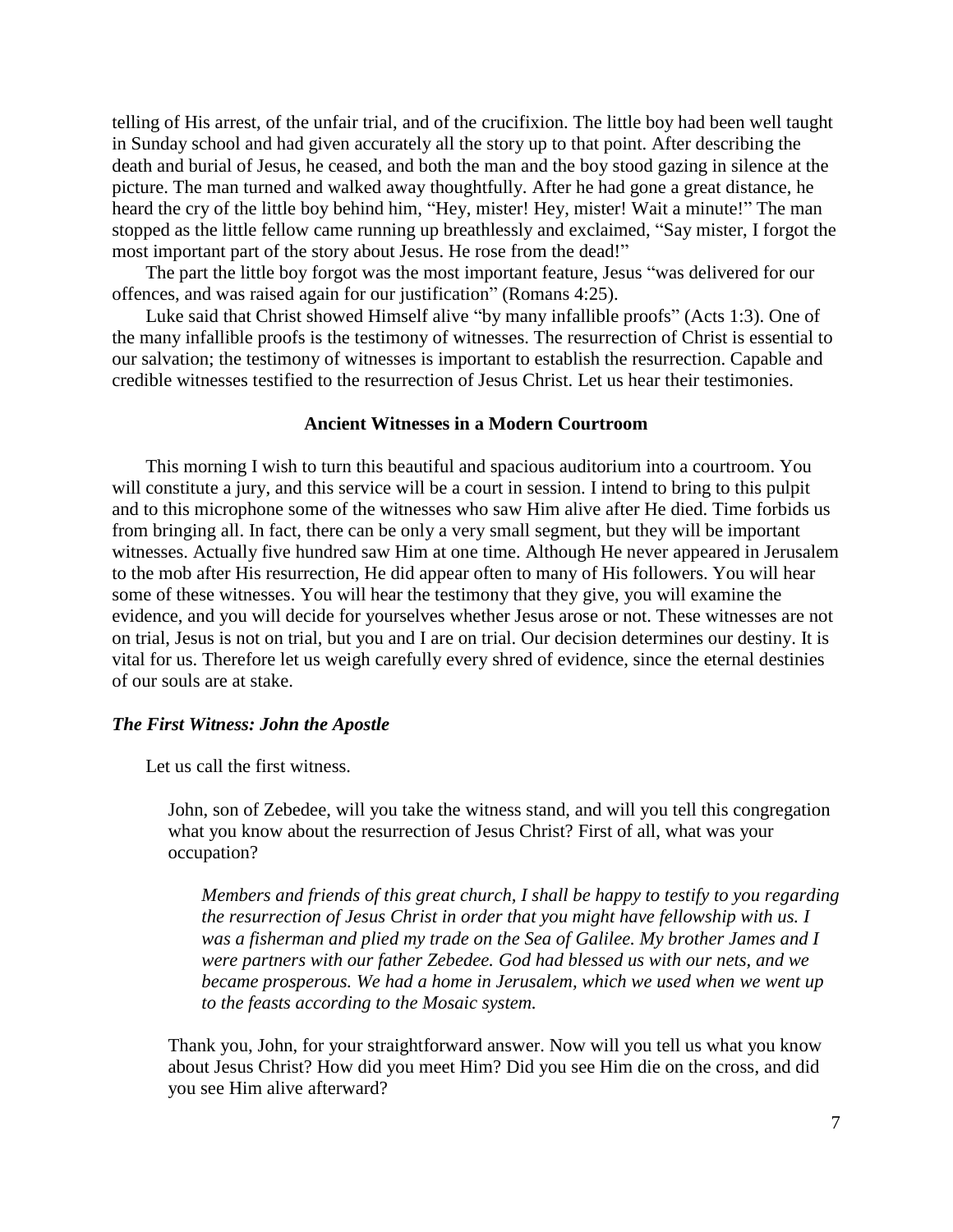telling of His arrest, of the unfair trial, and of the crucifixion. The little boy had been well taught in Sunday school and had given accurately all the story up to that point. After describing the death and burial of Jesus, he ceased, and both the man and the boy stood gazing in silence at the picture. The man turned and walked away thoughtfully. After he had gone a great distance, he heard the cry of the little boy behind him, "Hey, mister! Hey, mister! Wait a minute!" The man stopped as the little fellow came running up breathlessly and exclaimed, "Say mister, I forgot the most important part of the story about Jesus. He rose from the dead!"

The part the little boy forgot was the most important feature, Jesus "was delivered for our offences, and was raised again for our justification" (Romans 4:25).

Luke said that Christ showed Himself alive "by many infallible proofs" (Acts 1:3). One of the many infallible proofs is the testimony of witnesses. The resurrection of Christ is essential to our salvation; the testimony of witnesses is important to establish the resurrection. Capable and credible witnesses testified to the resurrection of Jesus Christ. Let us hear their testimonies.

## Ancient Witnesses in a Modern Courtroom

This morning I wish to turn this beautiful and spacious auditorium into a courtroom. You will constitute a jury, and this service will be a court in session. I intend to bring to this pulpit and to this microphone some of the witnesses who saw Him alive after He died. Time forbids us from bringing all. In fact, there can be only a very small segment, but they will be important witnesses. Actually five hundred saw Him at one time. Although He never appeared in Jerusalem to the mob after His resurrection, He did appear often to many of His followers. You will hear some of these witnesses. You will hear the testimony that they give, you will examine the evidence, and you will decide for yourselves whether Jesus arose or not. These witnesses are not on trial, Jesus is not on trial, but you and I are on trial. Our decision determines our destiny. It is vital for us. Therefore let us weigh carefully every shred of evidence, since the eternal destinies of our souls are at stake.

### *The First Witness: John the Apostle*

Let us call the first witness.

> John, son of Zebedee, will you take the witness stand, and will you tell this congregation what you know about the resurrection of Jesus Christ? First of all, what was your occupation?
>
> > *Members and friends of this great church, I shall be happy to testify to you regarding the resurrection of Jesus Christ in order that you might have fellowship with us. I was a fisherman and plied my trade on the Sea of Galilee. My brother James and I were partners with our father Zebedee. God had blessed us with our nets, and we became prosperous. We had a home in Jerusalem, which we used when we went up to the feasts according to the Mosaic system.*
>
> Thank you, John, for your straightforward answer. Now will you tell us what you know about Jesus Christ? How did you meet Him? Did you see Him die on the cross, and did you see Him alive afterward?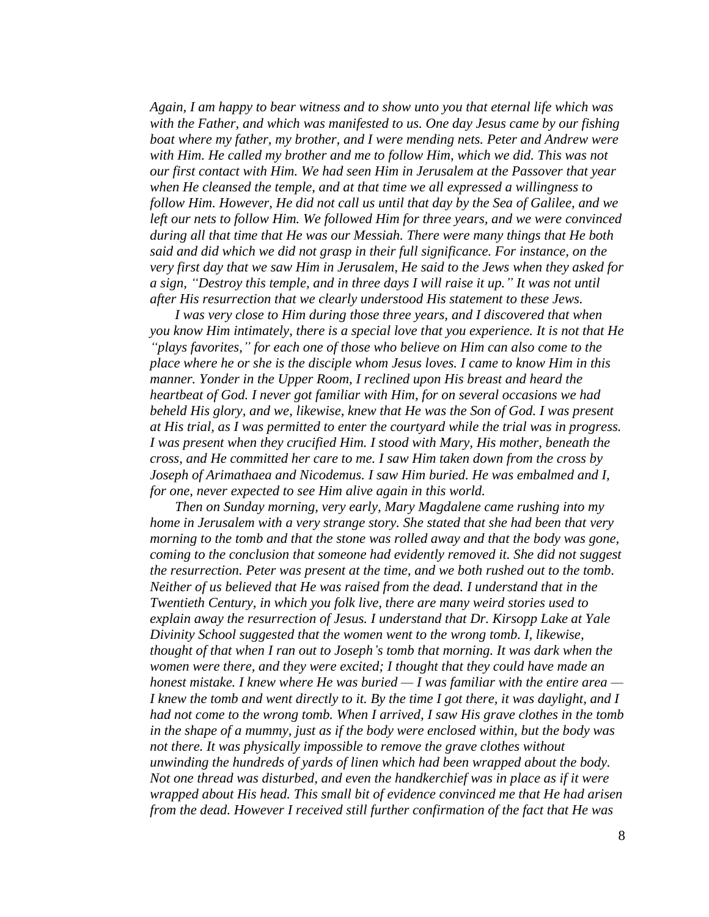*Again, I am happy to bear witness and to show unto you that eternal life which was with the Father, and which was manifested to us. One day Jesus came by our fishing boat where my father, my brother, and I were mending nets. Peter and Andrew were with Him. He called my brother and me to follow Him, which we did. This was not our first contact with Him. We had seen Him in Jerusalem at the Passover that year when He cleansed the temple, and at that time we all expressed a willingness to follow Him. However, He did not call us until that day by the Sea of Galilee, and we left our nets to follow Him. We followed Him for three years, and we were convinced during all that time that He was our Messiah. There were many things that He both said and did which we did not grasp in their full significance. For instance, on the very first day that we saw Him in Jerusalem, He said to the Jews when they asked for a sign, "Destroy this temple, and in three days I will raise it up." It was not until after His resurrection that we clearly understood His statement to these Jews.*

*I was very close to Him during those three years, and I discovered that when you know Him intimately, there is a special love that you experience. It is not that He "plays favorites," for each one of those who believe on Him can also come to the place where he or she is the disciple whom Jesus loves. I came to know Him in this manner. Yonder in the Upper Room, I reclined upon His breast and heard the heartbeat of God. I never got familiar with Him, for on several occasions we had beheld His glory, and we, likewise, knew that He was the Son of God. I was present at His trial, as I was permitted to enter the courtyard while the trial was in progress. I was present when they crucified Him. I stood with Mary, His mother, beneath the cross, and He committed her care to me. I saw Him taken down from the cross by Joseph of Arimathaea and Nicodemus. I saw Him buried. He was embalmed and I, for one, never expected to see Him alive again in this world.*

*Then on Sunday morning, very early, Mary Magdalene came rushing into my home in Jerusalem with a very strange story. She stated that she had been that very morning to the tomb and that the stone was rolled away and that the body was gone, coming to the conclusion that someone had evidently removed it. She did not suggest the resurrection. Peter was present at the time, and we both rushed out to the tomb. Neither of us believed that He was raised from the dead. I understand that in the Twentieth Century, in which you folk live, there are many weird stories used to explain away the resurrection of Jesus. I understand that Dr. Kirsopp Lake at Yale Divinity School suggested that the women went to the wrong tomb. I, likewise, thought of that when I ran out to Joseph's tomb that morning. It was dark when the women were there, and they were excited; I thought that they could have made an honest mistake. I knew where He was buried — I was familiar with the entire area — I knew the tomb and went directly to it. By the time I got there, it was daylight, and I had not come to the wrong tomb. When I arrived, I saw His grave clothes in the tomb in the shape of a mummy, just as if the body were enclosed within, but the body was not there. It was physically impossible to remove the grave clothes without unwinding the hundreds of yards of linen which had been wrapped about the body. Not one thread was disturbed, and even the handkerchief was in place as if it were wrapped about His head. This small bit of evidence convinced me that He had arisen from the dead. However I received still further confirmation of the fact that He was*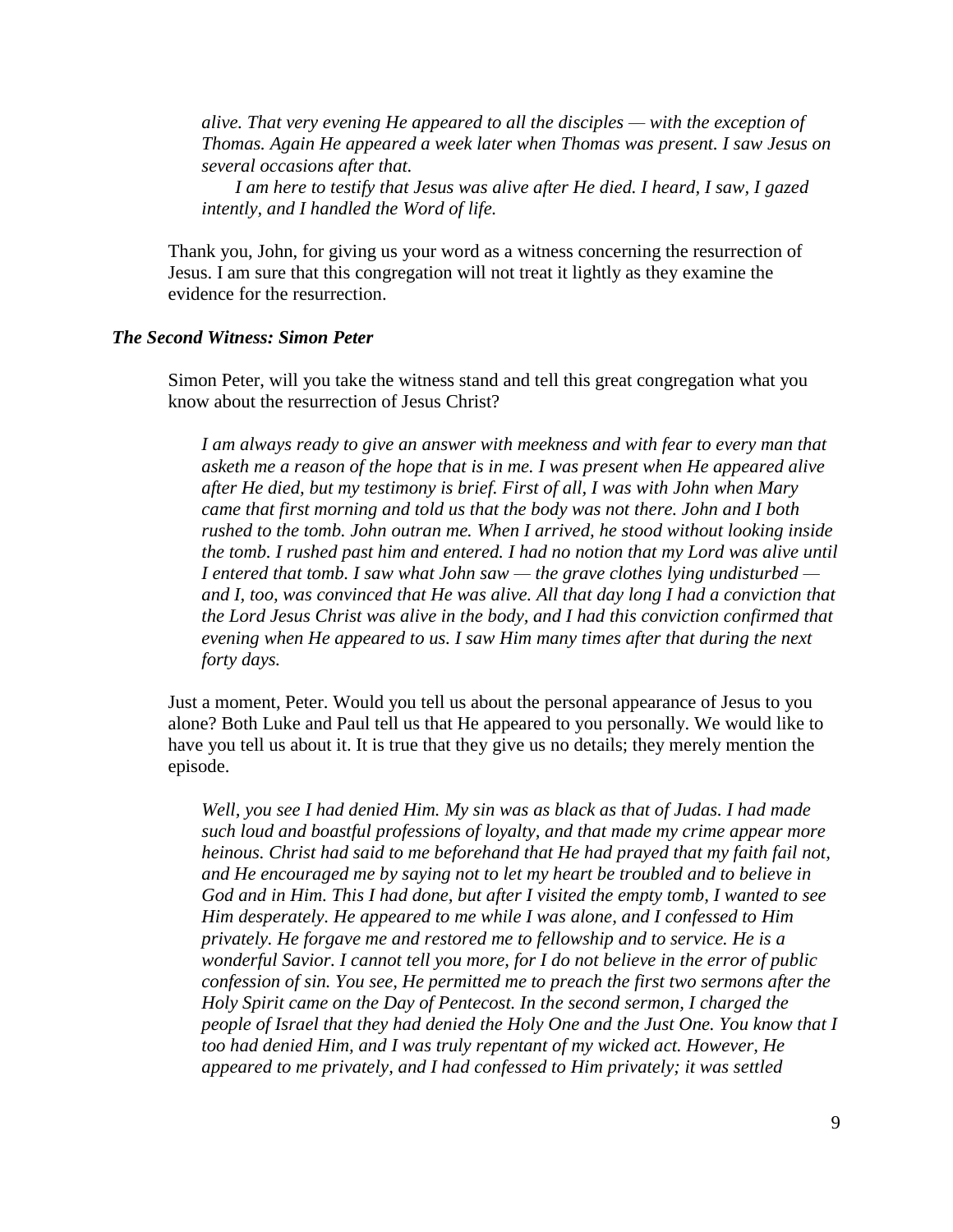*alive. That very evening He appeared to all the disciples — with the exception of Thomas. Again He appeared a week later when Thomas was present. I saw Jesus on several occasions after that.*

*I am here to testify that Jesus was alive after He died. I heard, I saw, I gazed intently, and I handled the Word of life.*

Thank you, John, for giving us your word as a witness concerning the resurrection of Jesus. I am sure that this congregation will not treat it lightly as they examine the evidence for the resurrection.

### *The Second Witness: Simon Peter*

Simon Peter, will you take the witness stand and tell this great congregation what you know about the resurrection of Jesus Christ?

*I am always ready to give an answer with meekness and with fear to every man that asketh me a reason of the hope that is in me. I was present when He appeared alive after He died, but my testimony is brief. First of all, I was with John when Mary came that first morning and told us that the body was not there. John and I both rushed to the tomb. John outran me. When I arrived, he stood without looking inside the tomb. I rushed past him and entered. I had no notion that my Lord was alive until I entered that tomb. I saw what John saw — the grave clothes lying undisturbed — and I, too, was convinced that He was alive. All that day long I had a conviction that the Lord Jesus Christ was alive in the body, and I had this conviction confirmed that evening when He appeared to us. I saw Him many times after that during the next forty days.*

Just a moment, Peter. Would you tell us about the personal appearance of Jesus to you alone? Both Luke and Paul tell us that He appeared to you personally. We would like to have you tell us about it. It is true that they give us no details; they merely mention the episode.

*Well, you see I had denied Him. My sin was as black as that of Judas. I had made such loud and boastful professions of loyalty, and that made my crime appear more heinous. Christ had said to me beforehand that He had prayed that my faith fail not, and He encouraged me by saying not to let my heart be troubled and to believe in God and in Him. This I had done, but after I visited the empty tomb, I wanted to see Him desperately. He appeared to me while I was alone, and I confessed to Him privately. He forgave me and restored me to fellowship and to service. He is a wonderful Savior. I cannot tell you more, for I do not believe in the error of public confession of sin. You see, He permitted me to preach the first two sermons after the Holy Spirit came on the Day of Pentecost. In the second sermon, I charged the people of Israel that they had denied the Holy One and the Just One. You know that I too had denied Him, and I was truly repentant of my wicked act. However, He appeared to me privately, and I had confessed to Him privately; it was settled*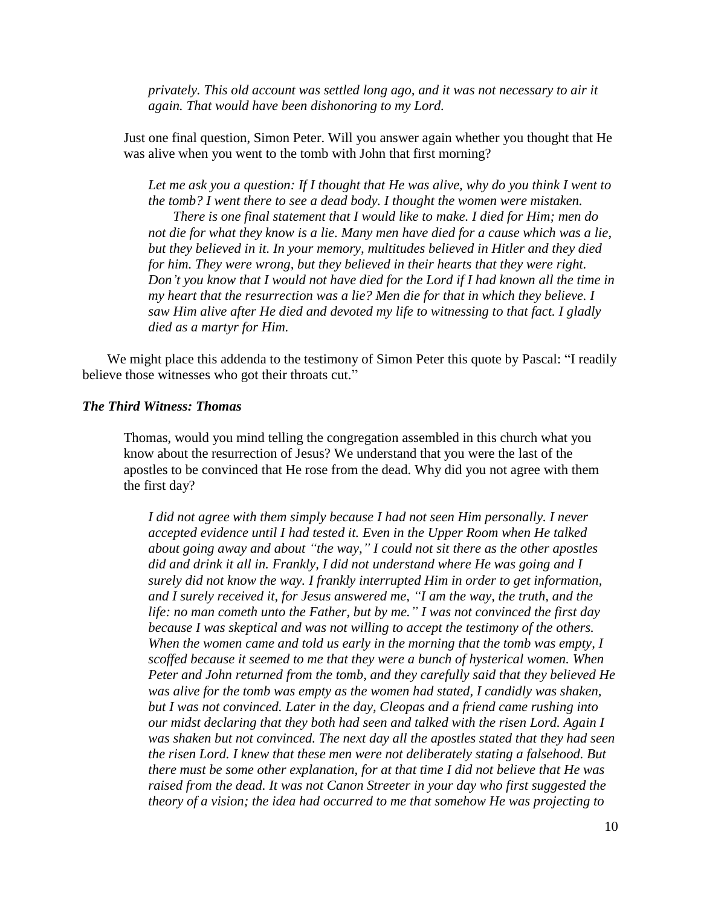*privately. This old account was settled long ago, and it was not necessary to air it again. That would have been dishonoring to my Lord.*

Just one final question, Simon Peter. Will you answer again whether you thought that He was alive when you went to the tomb with John that first morning?

*Let me ask you a question: If I thought that He was alive, why do you think I went to the tomb? I went there to see a dead body. I thought the women were mistaken.*

*There is one final statement that I would like to make. I died for Him; men do not die for what they know is a lie. Many men have died for a cause which was a lie, but they believed in it. In your memory, multitudes believed in Hitler and they died for him. They were wrong, but they believed in their hearts that they were right. Don't you know that I would not have died for the Lord if I had known all the time in my heart that the resurrection was a lie? Men die for that in which they believe. I saw Him alive after He died and devoted my life to witnessing to that fact. I gladly died as a martyr for Him.*

We might place this addenda to the testimony of Simon Peter this quote by Pascal: "I readily believe those witnesses who got their throats cut."

### *The Third Witness: Thomas*

Thomas, would you mind telling the congregation assembled in this church what you know about the resurrection of Jesus? We understand that you were the last of the apostles to be convinced that He rose from the dead. Why did you not agree with them the first day?

*I did not agree with them simply because I had not seen Him personally. I never accepted evidence until I had tested it. Even in the Upper Room when He talked about going away and about "the way," I could not sit there as the other apostles did and drink it all in. Frankly, I did not understand where He was going and I surely did not know the way. I frankly interrupted Him in order to get information, and I surely received it, for Jesus answered me, "I am the way, the truth, and the life: no man cometh unto the Father, but by me." I was not convinced the first day because I was skeptical and was not willing to accept the testimony of the others. When the women came and told us early in the morning that the tomb was empty, I scoffed because it seemed to me that they were a bunch of hysterical women. When Peter and John returned from the tomb, and they carefully said that they believed He was alive for the tomb was empty as the women had stated, I candidly was shaken, but I was not convinced. Later in the day, Cleopas and a friend came rushing into our midst declaring that they both had seen and talked with the risen Lord. Again I was shaken but not convinced. The next day all the apostles stated that they had seen the risen Lord. I knew that these men were not deliberately stating a falsehood. But there must be some other explanation, for at that time I did not believe that He was raised from the dead. It was not Canon Streeter in your day who first suggested the theory of a vision; the idea had occurred to me that somehow He was projecting to*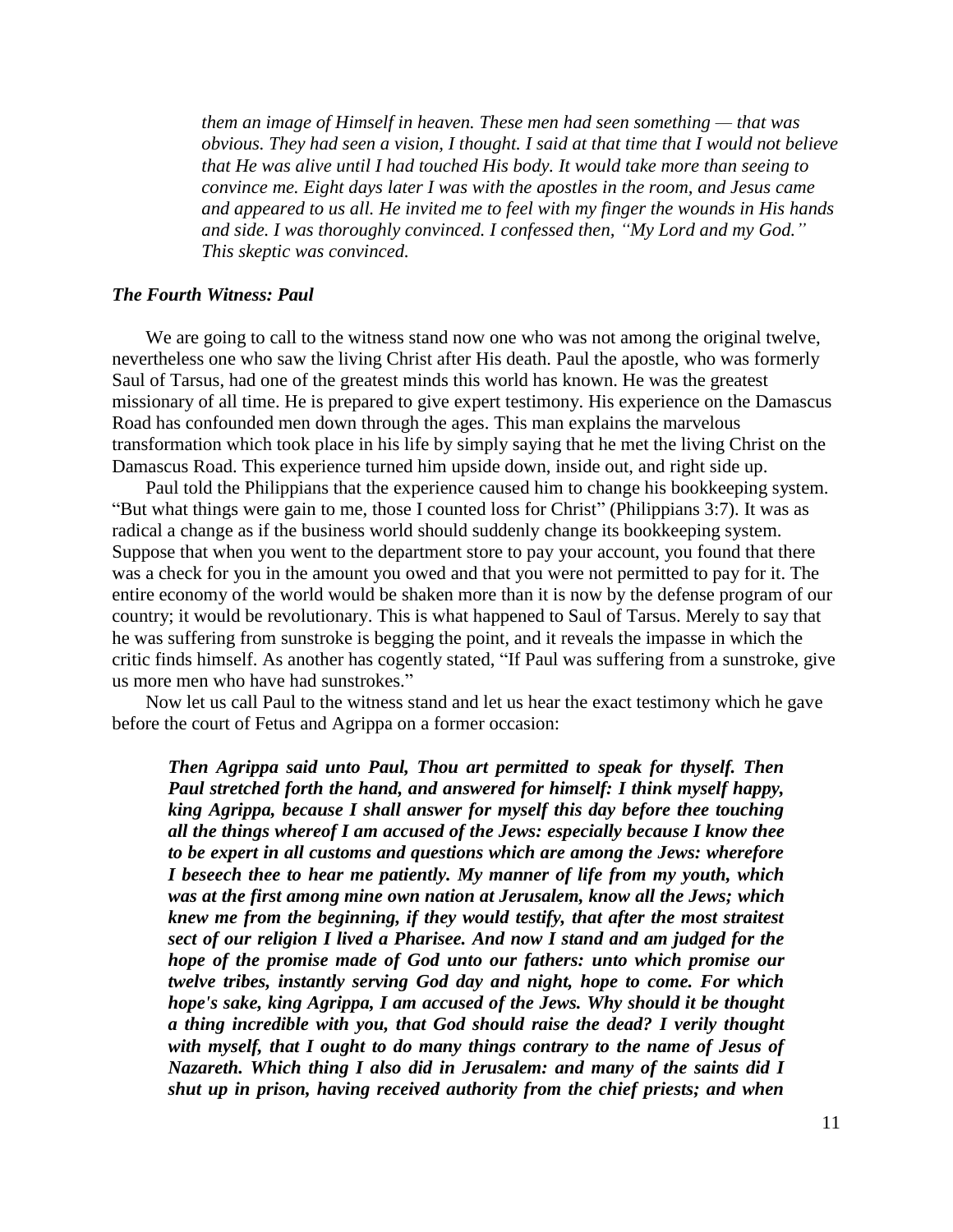*them an image of Himself in heaven. These men had seen something — that was obvious. They had seen a vision, I thought. I said at that time that I would not believe that He was alive until I had touched His body. It would take more than seeing to convince me. Eight days later I was with the apostles in the room, and Jesus came and appeared to us all. He invited me to feel with my finger the wounds in His hands and side. I was thoroughly convinced. I confessed then, "My Lord and my God." This skeptic was convinced.*

### *The Fourth Witness: Paul*

We are going to call to the witness stand now one who was not among the original twelve, nevertheless one who saw the living Christ after His death. Paul the apostle, who was formerly Saul of Tarsus, had one of the greatest minds this world has known. He was the greatest missionary of all time. He is prepared to give expert testimony. His experience on the Damascus Road has confounded men down through the ages. This man explains the marvelous transformation which took place in his life by simply saying that he met the living Christ on the Damascus Road. This experience turned him upside down, inside out, and right side up.

Paul told the Philippians that the experience caused him to change his bookkeeping system. "But what things were gain to me, those I counted loss for Christ" (Philippians 3:7). It was as radical a change as if the business world should suddenly change its bookkeeping system. Suppose that when you went to the department store to pay your account, you found that there was a check for you in the amount you owed and that you were not permitted to pay for it. The entire economy of the world would be shaken more than it is now by the defense program of our country; it would be revolutionary. This is what happened to Saul of Tarsus. Merely to say that he was suffering from sunstroke is begging the point, and it reveals the impasse in which the critic finds himself. As another has cogently stated, "If Paul was suffering from a sunstroke, give us more men who have had sunstrokes."

Now let us call Paul to the witness stand and let us hear the exact testimony which he gave before the court of Fetus and Agrippa on a former occasion:

> ***Then Agrippa said unto Paul, Thou art permitted to speak for thyself. Then Paul stretched forth the hand, and answered for himself: I think myself happy, king Agrippa, because I shall answer for myself this day before thee touching all the things whereof I am accused of the Jews: especially because I know thee to be expert in all customs and questions which are among the Jews: wherefore I beseech thee to hear me patiently. My manner of life from my youth, which was at the first among mine own nation at Jerusalem, know all the Jews; which knew me from the beginning, if they would testify, that after the most straitest sect of our religion I lived a Pharisee. And now I stand and am judged for the hope of the promise made of God unto our fathers: unto which promise our twelve tribes, instantly serving God day and night, hope to come. For which hope's sake, king Agrippa, I am accused of the Jews. Why should it be thought a thing incredible with you, that God should raise the dead? I verily thought with myself, that I ought to do many things contrary to the name of Jesus of Nazareth. Which thing I also did in Jerusalem: and many of the saints did I shut up in prison, having received authority from the chief priests; and when***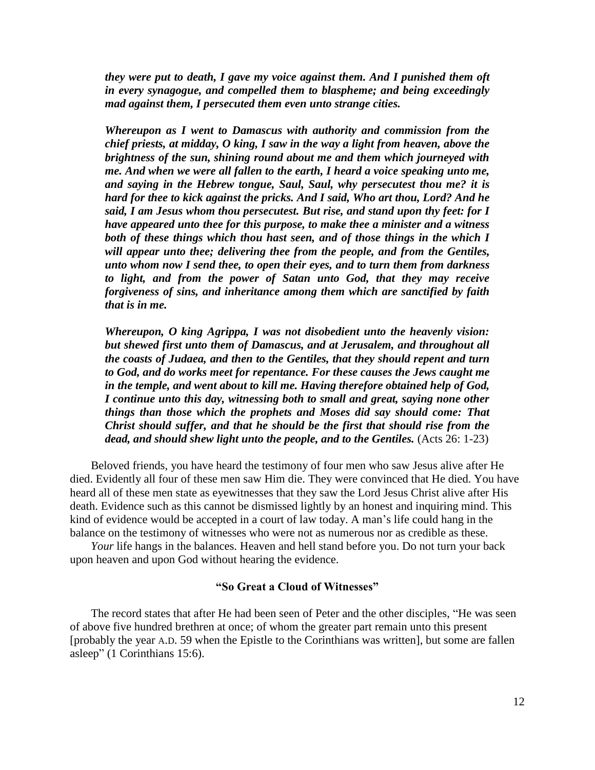***they were put to death, I gave my voice against them. And I punished them oft in every synagogue, and compelled them to blaspheme; and being exceedingly mad against them, I persecuted them even unto strange cities.***

***Whereupon as I went to Damascus with authority and commission from the chief priests, at midday, O king, I saw in the way a light from heaven, above the brightness of the sun, shining round about me and them which journeyed with me. And when we were all fallen to the earth, I heard a voice speaking unto me, and saying in the Hebrew tongue, Saul, Saul, why persecutest thou me? it is hard for thee to kick against the pricks. And I said, Who art thou, Lord? And he said, I am Jesus whom thou persecutest. But rise, and stand upon thy feet: for I have appeared unto thee for this purpose, to make thee a minister and a witness both of these things which thou hast seen, and of those things in the which I will appear unto thee; delivering thee from the people, and from the Gentiles, unto whom now I send thee, to open their eyes, and to turn them from darkness to light, and from the power of Satan unto God, that they may receive forgiveness of sins, and inheritance among them which are sanctified by faith that is in me.***

***Whereupon, O king Agrippa, I was not disobedient unto the heavenly vision: but shewed first unto them of Damascus, and at Jerusalem, and throughout all the coasts of Judaea, and then to the Gentiles, that they should repent and turn to God, and do works meet for repentance. For these causes the Jews caught me in the temple, and went about to kill me. Having therefore obtained help of God, I continue unto this day, witnessing both to small and great, saying none other things than those which the prophets and Moses did say should come: That Christ should suffer, and that he should be the first that should rise from the dead, and should shew light unto the people, and to the Gentiles.*** (Acts 26: 1-23)

Beloved friends, you have heard the testimony of four men who saw Jesus alive after He died. Evidently all four of these men saw Him die. They were convinced that He died. You have heard all of these men state as eyewitnesses that they saw the Lord Jesus Christ alive after His death. Evidence such as this cannot be dismissed lightly by an honest and inquiring mind. This kind of evidence would be accepted in a court of law today. A man's life could hang in the balance on the testimony of witnesses who were not as numerous nor as credible as these.

*Your* life hangs in the balances. Heaven and hell stand before you. Do not turn your back upon heaven and upon God without hearing the evidence.

## "So Great a Cloud of Witnesses"

The record states that after He had been seen of Peter and the other disciples, "He was seen of above five hundred brethren at once; of whom the greater part remain unto this present [probably the year A.D. 59 when the Epistle to the Corinthians was written], but some are fallen asleep" (1 Corinthians 15:6).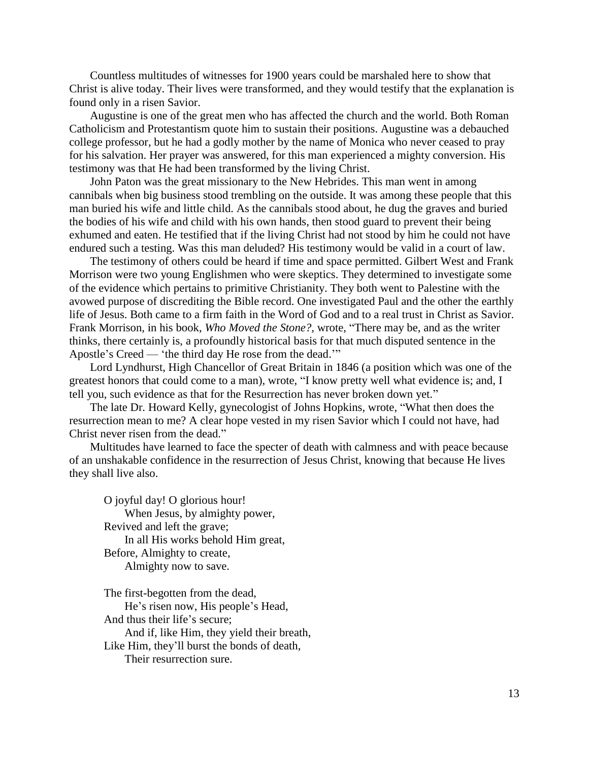Countless multitudes of witnesses for 1900 years could be marshaled here to show that Christ is alive today. Their lives were transformed, and they would testify that the explanation is found only in a risen Savior.

Augustine is one of the great men who has affected the church and the world. Both Roman Catholicism and Protestantism quote him to sustain their positions. Augustine was a debauched college professor, but he had a godly mother by the name of Monica who never ceased to pray for his salvation. Her prayer was answered, for this man experienced a mighty conversion. His testimony was that He had been transformed by the living Christ.

John Paton was the great missionary to the New Hebrides. This man went in among cannibals when big business stood trembling on the outside. It was among these people that this man buried his wife and little child. As the cannibals stood about, he dug the graves and buried the bodies of his wife and child with his own hands, then stood guard to prevent their being exhumed and eaten. He testified that if the living Christ had not stood by him he could not have endured such a testing. Was this man deluded? His testimony would be valid in a court of law.

The testimony of others could be heard if time and space permitted. Gilbert West and Frank Morrison were two young Englishmen who were skeptics. They determined to investigate some of the evidence which pertains to primitive Christianity. They both went to Palestine with the avowed purpose of discrediting the Bible record. One investigated Paul and the other the earthly life of Jesus. Both came to a firm faith in the Word of God and to a real trust in Christ as Savior. Frank Morrison, in his book, *Who Moved the Stone?*, wrote, "There may be, and as the writer thinks, there certainly is, a profoundly historical basis for that much disputed sentence in the Apostle's Creed — 'the third day He rose from the dead.'"

Lord Lyndhurst, High Chancellor of Great Britain in 1846 (a position which was one of the greatest honors that could come to a man), wrote, "I know pretty well what evidence is; and, I tell you, such evidence as that for the Resurrection has never broken down yet."

The late Dr. Howard Kelly, gynecologist of Johns Hopkins, wrote, "What then does the resurrection mean to me? A clear hope vested in my risen Savior which I could not have, had Christ never risen from the dead."

Multitudes have learned to face the specter of death with calmness and with peace because of an unshakable confidence in the resurrection of Jesus Christ, knowing that because He lives they shall live also.

> O joyful day! O glorious hour!
> When Jesus, by almighty power,
> Revived and left the grave;
> In all His works behold Him great,
> Before, Almighty to create,
> Almighty now to save.
>
> The first-begotten from the dead,
> He's risen now, His people's Head,
> And thus their life's secure;
> And if, like Him, they yield their breath,
> Like Him, they'll burst the bonds of death,
> Their resurrection sure.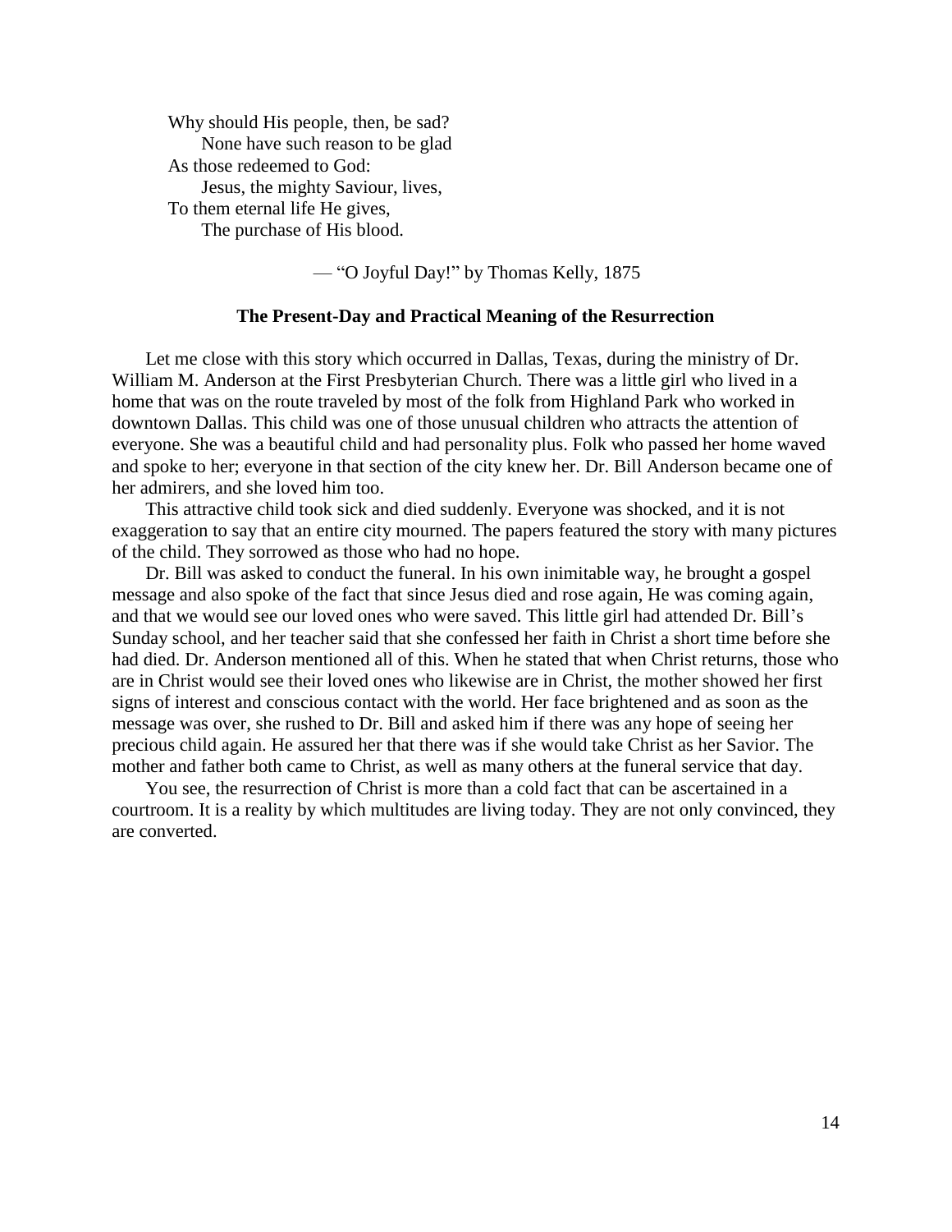Why should His people, then, be sad?  
    None have such reason to be glad  
As those redeemed to God:  
    Jesus, the mighty Saviour, lives,  
To them eternal life He gives,  
    The purchase of His blood.

— "O Joyful Day!" by Thomas Kelly, 1875"

### The Present-Day and Practical Meaning of the Resurrection

Let me close with this story which occurred in Dallas, Texas, during the ministry of Dr. William M. Anderson at the First Presbyterian Church. There was a little girl who lived in a home that was on the route traveled by most of the folk from Highland Park who worked in downtown Dallas. This child was one of those unusual children who attracts the attention of everyone. She was a beautiful child and had personality plus. Folk who passed her home waved and spoke to her; everyone in that section of the city knew her. Dr. Bill Anderson became one of her admirers, and she loved him too.

This attractive child took sick and died suddenly. Everyone was shocked, and it is not exaggeration to say that an entire city mourned. The papers featured the story with many pictures of the child. They sorrowed as those who had no hope.

Dr. Bill was asked to conduct the funeral. In his own inimitable way, he brought a gospel message and also spoke of the fact that since Jesus died and rose again, He was coming again, and that we would see our loved ones who were saved. This little girl had attended Dr. Bill's Sunday school, and her teacher said that she confessed her faith in Christ a short time before she had died. Dr. Anderson mentioned all of this. When he stated that when Christ returns, those who are in Christ would see their loved ones who likewise are in Christ, the mother showed her first signs of interest and conscious contact with the world. Her face brightened and as soon as the message was over, she rushed to Dr. Bill and asked him if there was any hope of seeing her precious child again. He assured her that there was if she would take Christ as her Savior. The mother and father both came to Christ, as well as many others at the funeral service that day.

You see, the resurrection of Christ is more than a cold fact that can be ascertained in a courtroom. It is a reality by which multitudes are living today. They are not only convinced, they are converted.